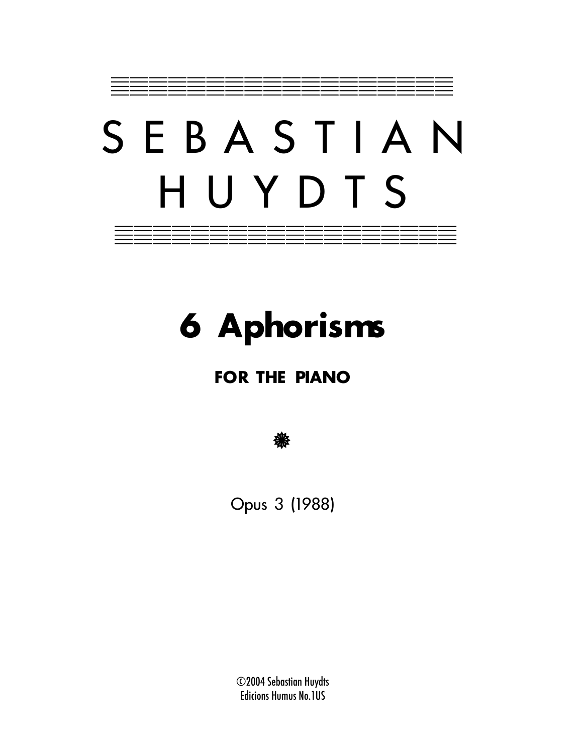# SEBASTIAN HUYDTS

## 6 Aphorisms

### FOR THE PIANO

❋

Opus 3 (1988)

©2004 Sebastian Huydts
Edicions Humus No.1US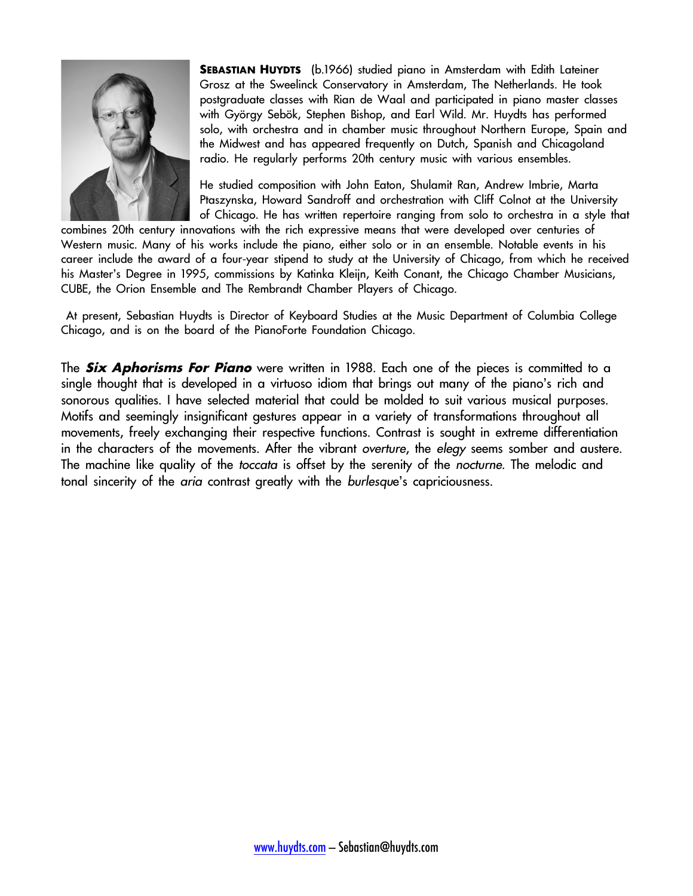**SEBASTIAN HUYDTS** (b.1966) studied piano in Amsterdam with Edith Lateiner Grosz at the Sweelinck Conservatory in Amsterdam, The Netherlands. He took postgraduate classes with Rian de Waal and participated in piano master classes with György Sebök, Stephen Bishop, and Earl Wild. Mr. Huydts has performed solo, with orchestra and in chamber music throughout Northern Europe, Spain and the Midwest and has appeared frequently on Dutch, Spanish and Chicagoland radio. He regularly performs 20th century music with various ensembles.

He studied composition with John Eaton, Shulamit Ran, Andrew Imbrie, Marta Ptaszynska, Howard Sandroff and orchestration with Cliff Colnot at the University of Chicago. He has written repertoire ranging from solo to orchestra in a style that combines 20th century innovations with the rich expressive means that were developed over centuries of Western music. Many of his works include the piano, either solo or in an ensemble. Notable events in his career include the award of a four-year stipend to study at the University of Chicago, from which he received his Master's Degree in 1995, commissions by Katinka Kleijn, Keith Conant, the Chicago Chamber Musicians, CUBE, the Orion Ensemble and The Rembrandt Chamber Players of Chicago.

At present, Sebastian Huydts is Director of Keyboard Studies at the Music Department of Columbia College Chicago, and is on the board of the PianoForte Foundation Chicago.

The ***Six Aphorisms For Piano*** were written in 1988. Each one of the pieces is committed to a single thought that is developed in a virtuoso idiom that brings out many of the piano's rich and sonorous qualities. I have selected material that could be molded to suit various musical purposes. Motifs and seemingly insignificant gestures appear in a variety of transformations throughout all movements, freely exchanging their respective functions. Contrast is sought in extreme differentiation in the characters of the movements. After the vibrant *overture*, the *elegy* seems somber and austere. The machine like quality of the *toccata* is offset by the serenity of the *nocturne*. The melodic and tonal sincerity of the *aria* contrast greatly with the *burlesque*'s capriciousness.

www.huydts.com – Sebastian@huydts.com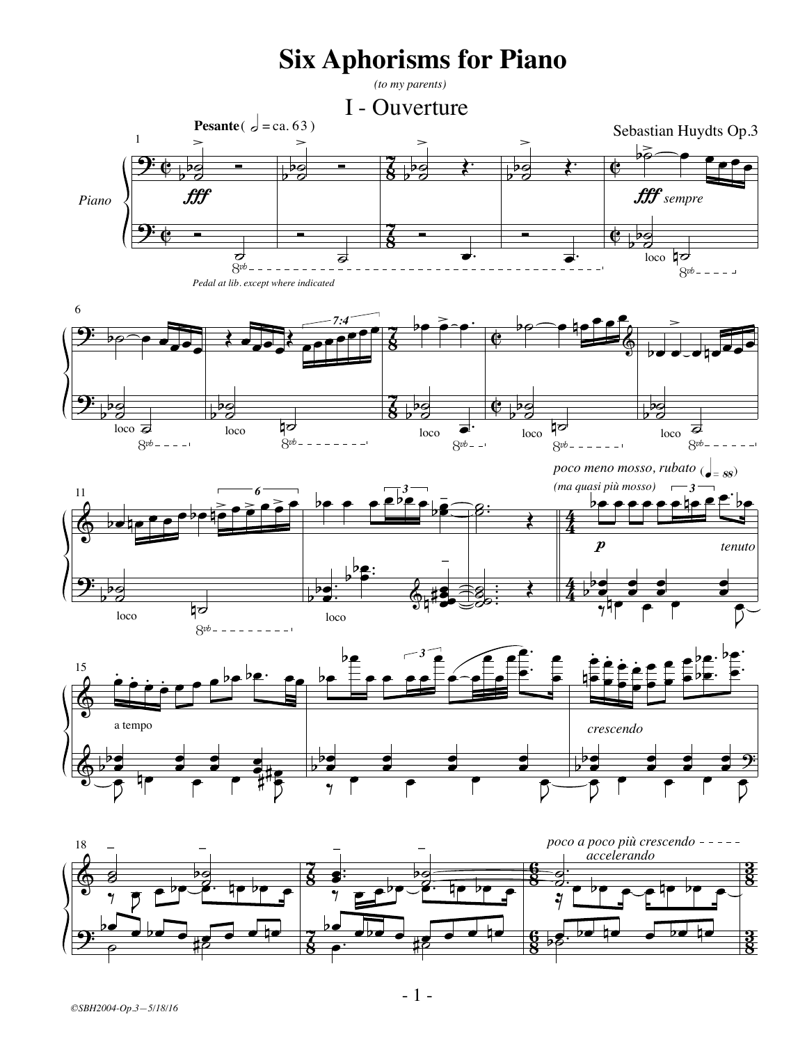# Six Aphorisms for Piano

*(to my parents)*

## I - Ouverture

Sebastian Huydts Op.3

*Pedal at lib. except where indicated*

©SBH2004-Op.3—5/18/16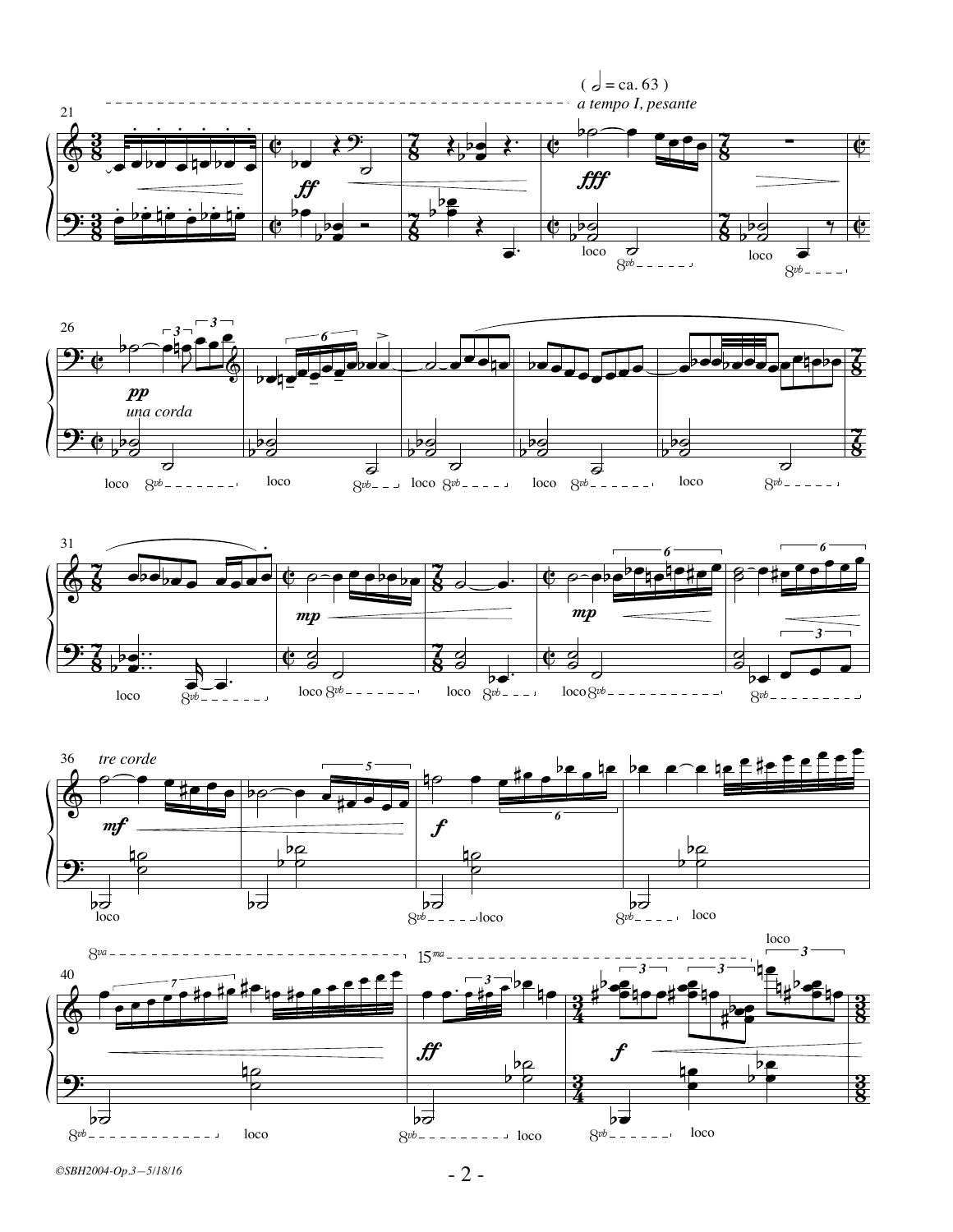( 𝅗𝅥 = ca. 63 )

*a tempo I, pesante*

*una corda*

*tre corde*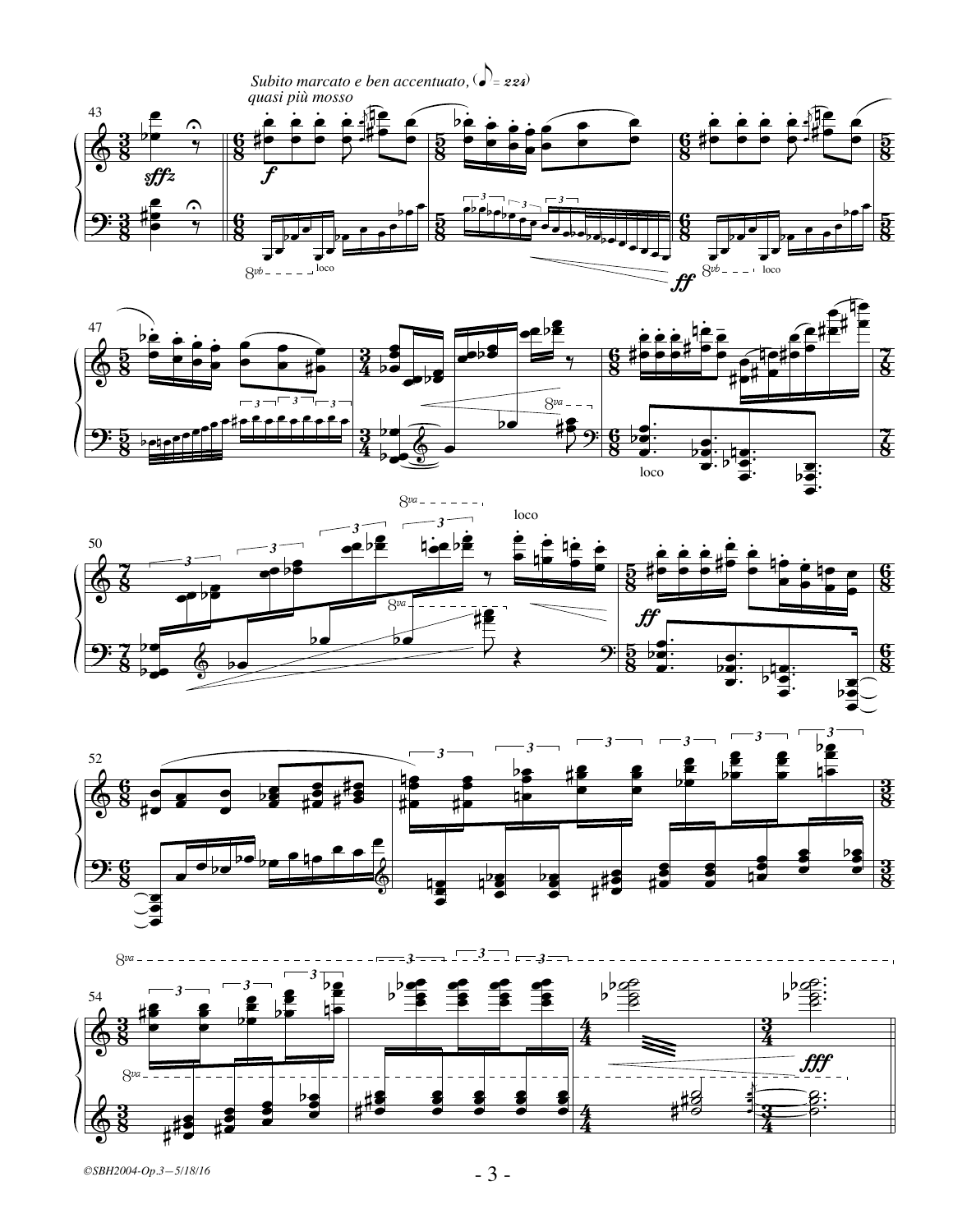*Subito marcato e ben accentuato,* (♪ = 224)
*quasi più mosso*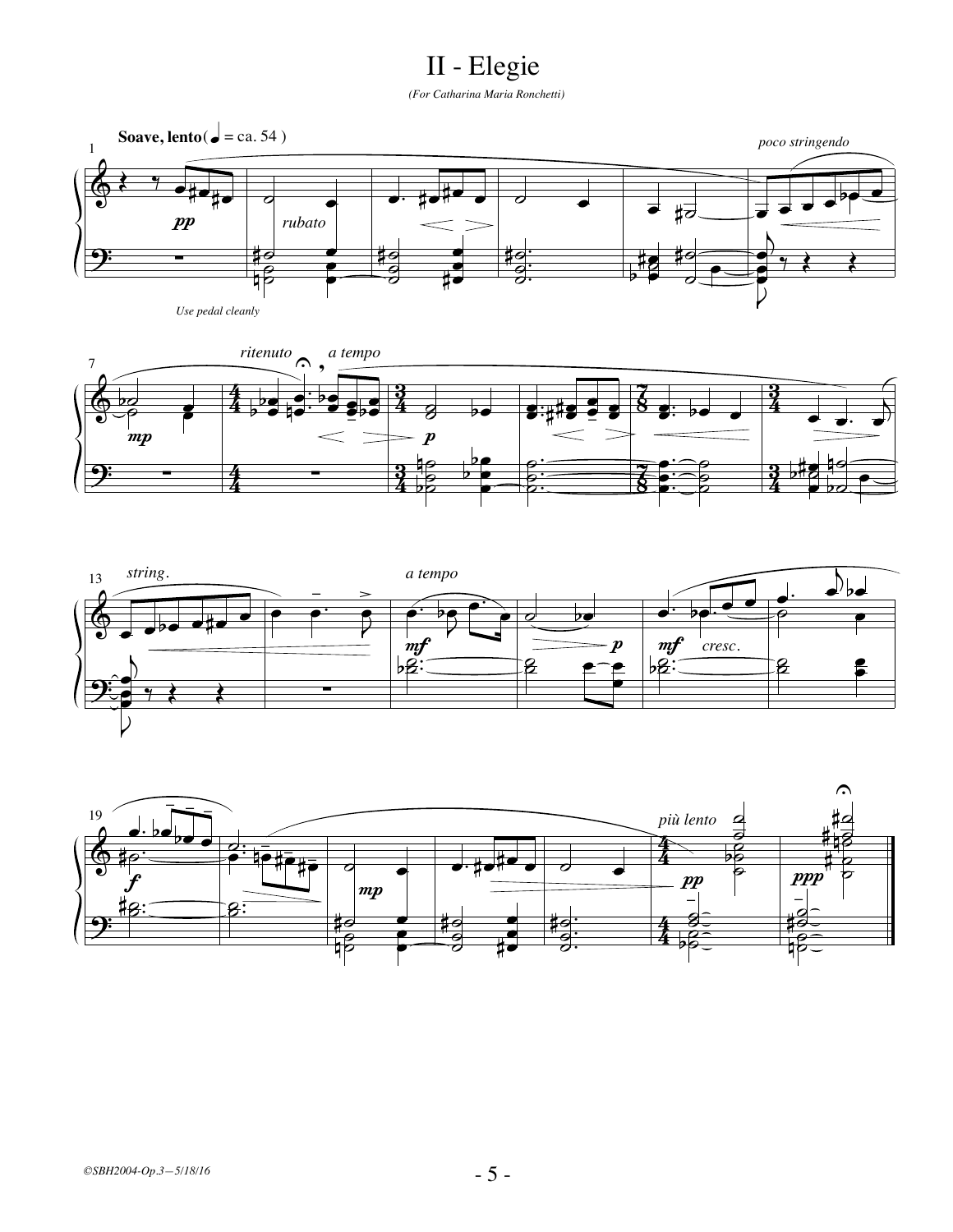# II - Elegie

*(For Catharina Maria Ronchetti)*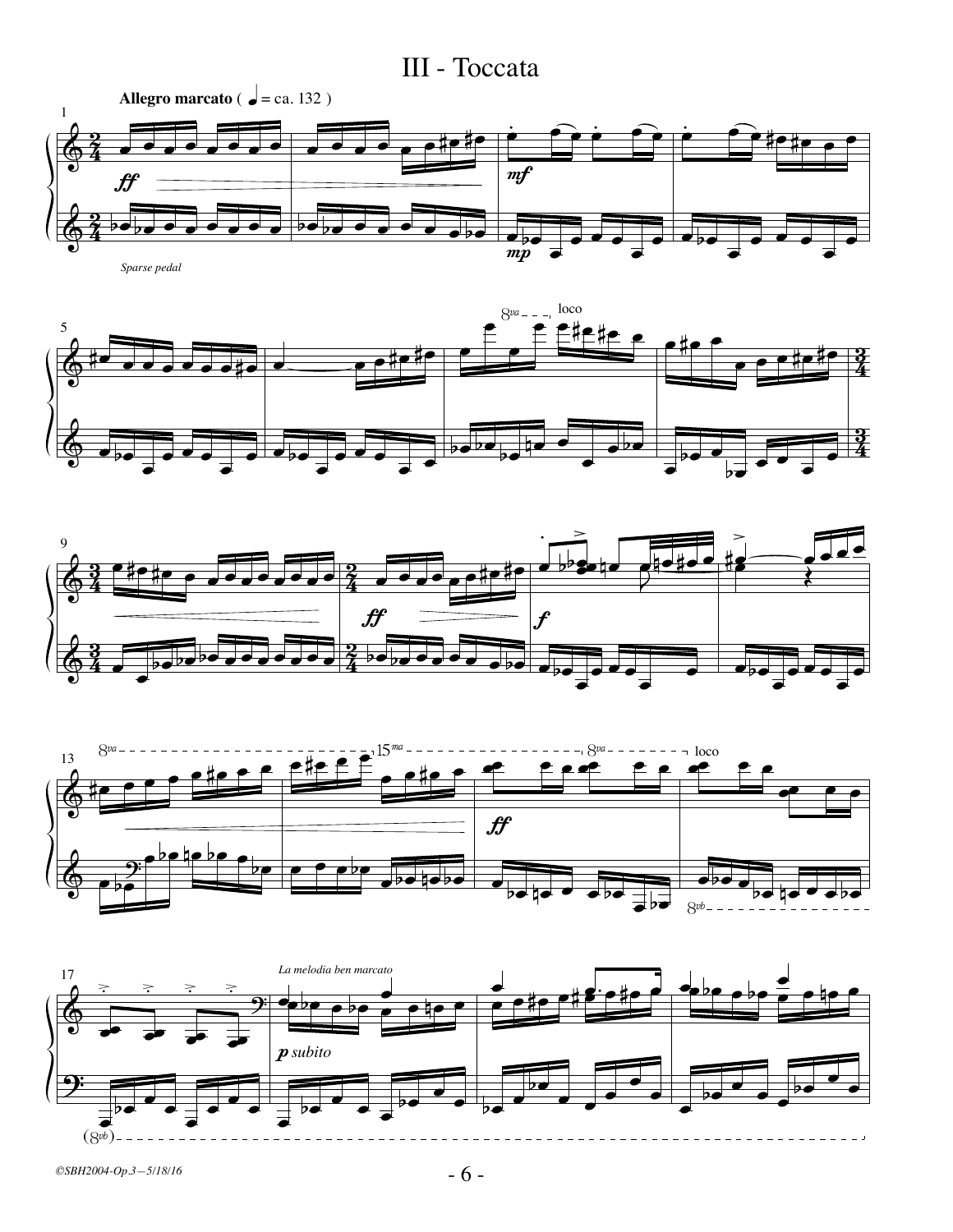# III - Toccata

**Allegro marcato** ( ♩ = ca. 132 )

*Sparse pedal*

*La melodia ben marcato*

*p subito*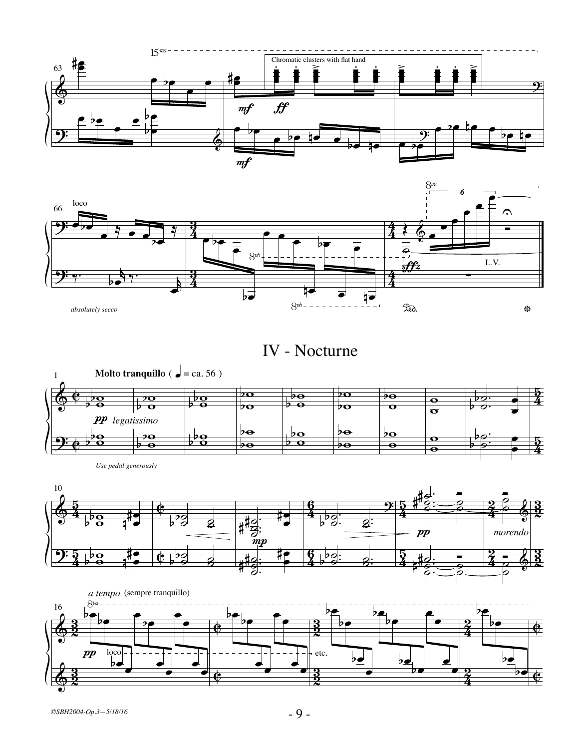## IV - Nocturne

**Molto tranquillo** ( ♩ = ca. 56 )

*legatissimo*

*Use pedal generously*

*absolutely secco*

Chromatic clusters with flat hand

*morendo*

*a tempo* (sempre tranquillo)

L.V.

©SBH2004-Op.3—5/18/16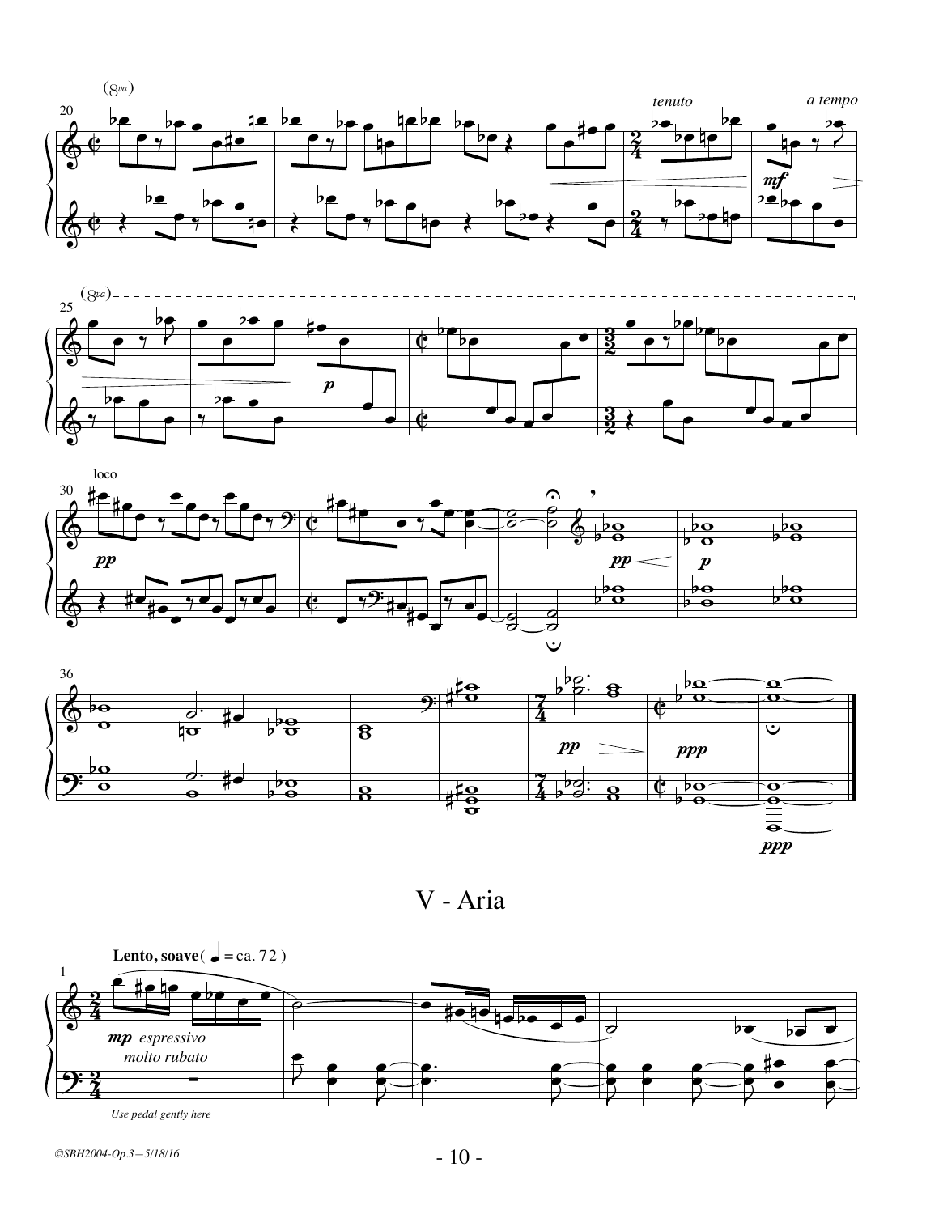# V - Aria

**Lento, soave** ( ♩ = ca. 72 )

*mp espressivo*
*molto rubato*

*Use pedal gently here*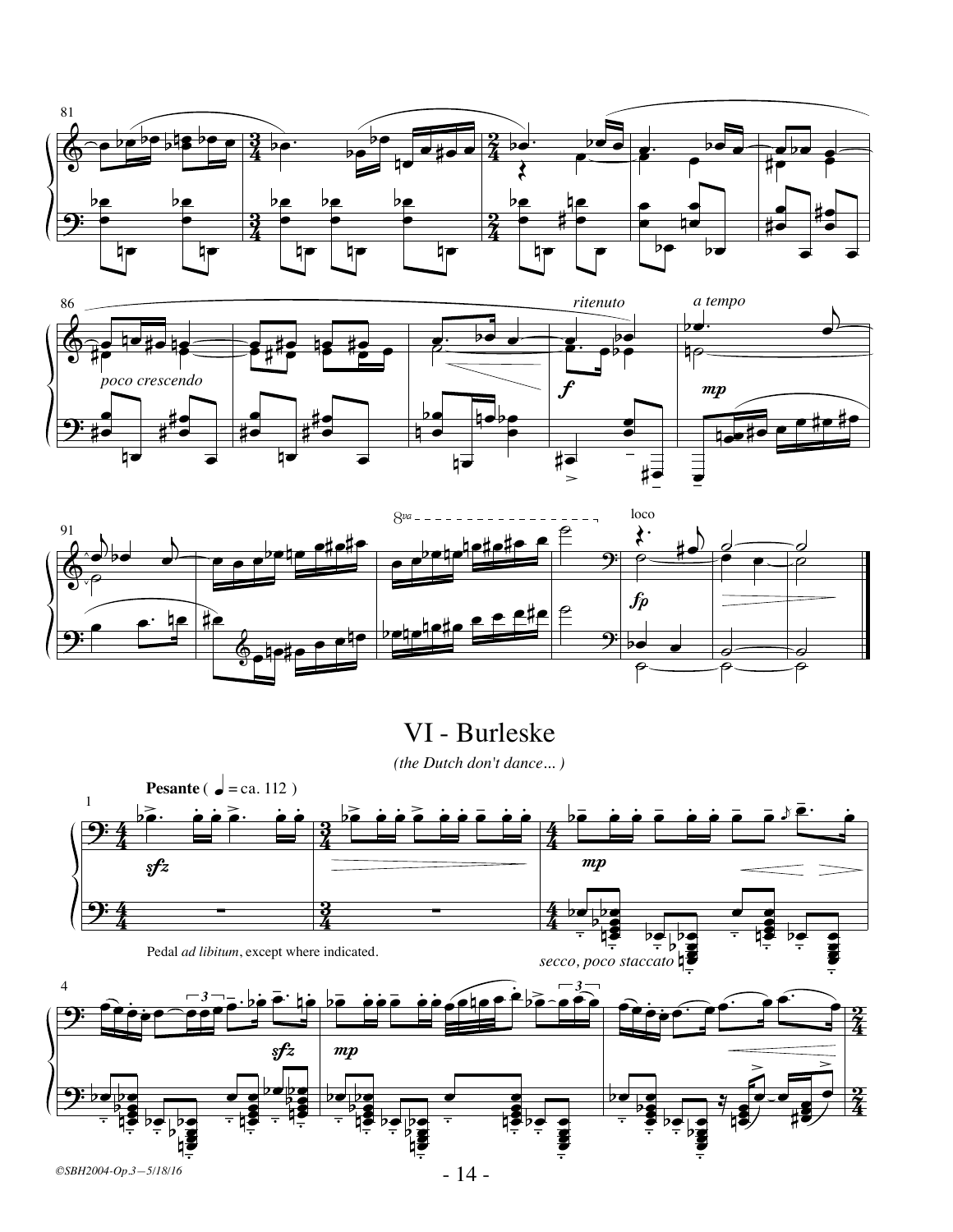## VI - Burleske

*(the Dutch don't dance... )*

**Pesante** ( ♩ = ca. 112 )

Pedal *ad libitum*, except where indicated.

*secco, poco staccato*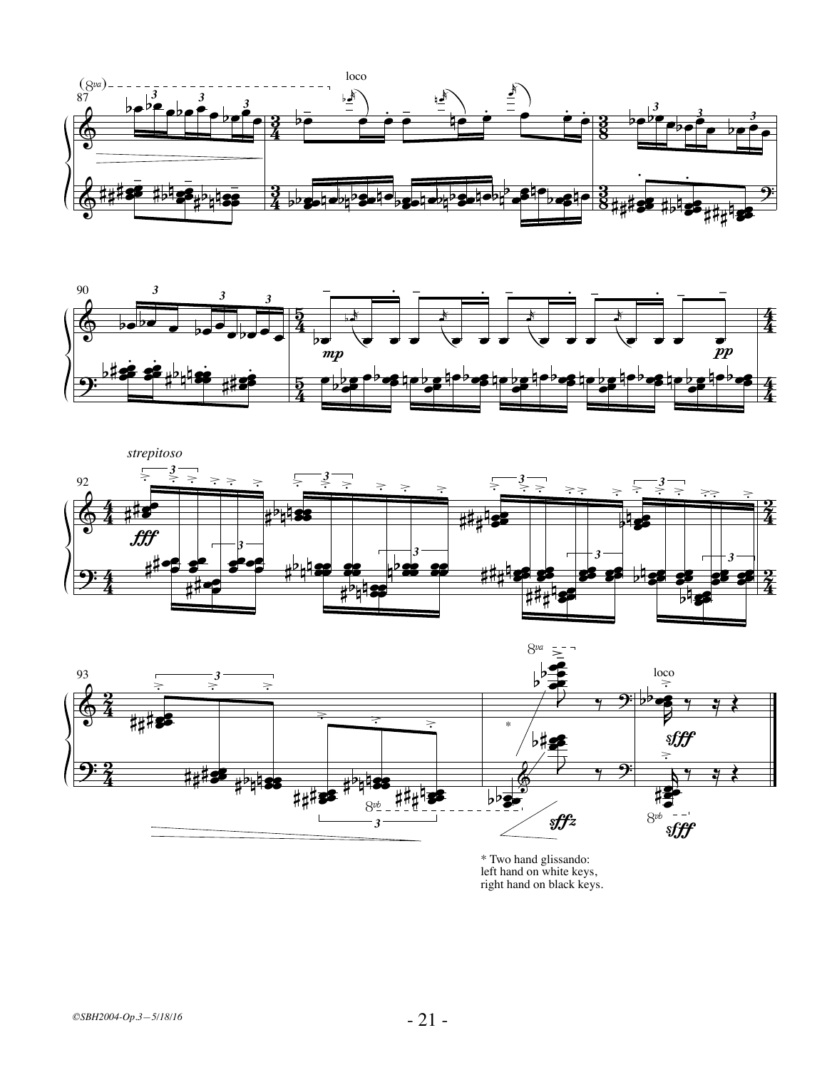* Two hand glissando:
left hand on white keys,
right hand on black keys.